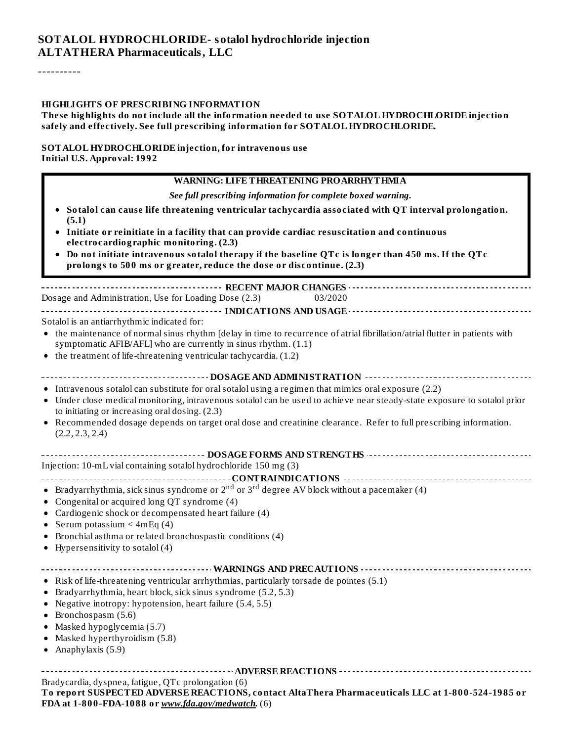# SOTALOL HYDROCHLORIDE- sotalol hydrochloride injection
## ALTATHERA Pharmaceuticals, LLC

----------

**HIGHLIGHTS OF PRESCRIBING INFORMATION**
**These highlights do not include all the information needed to use SOTALOL HYDROCHLORIDE injection safely and effectively. See full prescribing information for SOTALOL HYDROCHLORIDE.**

**SOTALOL HYDROCHLORIDE injection, for intravenous use**
**Initial U.S. Approval: 1992**

**WARNING: LIFE THREATENING PROARRHYTHMIA**

***See full prescribing information for complete boxed warning.***

- **Sotalol can cause life threatening ventricular tachycardia associated with QT interval prolongation. (5.1)**
- **Initiate or reinitiate in a facility that can provide cardiac resuscitation and continuous electrocardiographic monitoring. (2.3)**
- **Do not initiate intravenous sotalol therapy if the baseline QTc is longer than 450 ms. If the QTc prolongs to 500 ms or greater, reduce the dose or discontinue. (2.3)**

**RECENT MAJOR CHANGES**

Dosage and Administration, Use for Loading Dose (2.3) 03/2020

**INDICATIONS AND USAGE**

Sotalol is an antiarrhythmic indicated for:

- the maintenance of normal sinus rhythm [delay in time to recurrence of atrial fibrillation/atrial flutter in patients with symptomatic AFIB/AFL] who are currently in sinus rhythm. (1.1)
- the treatment of life-threatening ventricular tachycardia. (1.2)

**DOSAGE AND ADMINISTRATION**

- Intravenous sotalol can substitute for oral sotalol using a regimen that mimics oral exposure (2.2)
- Under close medical monitoring, intravenous sotalol can be used to achieve near steady-state exposure to sotalol prior to initiating or increasing oral dosing. (2.3)
- Recommended dosage depends on target oral dose and creatinine clearance. Refer to full prescribing information. (2.2, 2.3, 2.4)

**DOSAGE FORMS AND STRENGTHS**

Injection: 10-mL vial containing sotalol hydrochloride 150 mg (3)

**CONTRAINDICATIONS**

- Bradyarrhythmia, sick sinus syndrome or 2nd or 3rd degree AV block without a pacemaker (4)
- Congenital or acquired long QT syndrome (4)
- Cardiogenic shock or decompensated heart failure (4)
- Serum potassium < 4mEq (4)
- Bronchial asthma or related bronchospastic conditions (4)
- Hypersensitivity to sotalol (4)

**WARNINGS AND PRECAUTIONS**

- Risk of life-threatening ventricular arrhythmias, particularly torsade de pointes (5.1)
- Bradyarrhythmia, heart block, sick sinus syndrome (5.2, 5.3)
- Negative inotropy: hypotension, heart failure (5.4, 5.5)
- Bronchospasm (5.6)
- Masked hypoglycemia (5.7)
- Masked hyperthyroidism (5.8)
- Anaphylaxis (5.9)

**ADVERSE REACTIONS**

Bradycardia, dyspnea, fatigue, QTc prolongation (6)

**To report SUSPECTED ADVERSE REACTIONS, contact AltaThera Pharmaceuticals LLC at 1-800-524-1985 or FDA at 1-800-FDA-1088 or *www.fda.gov/medwatch*.** (6)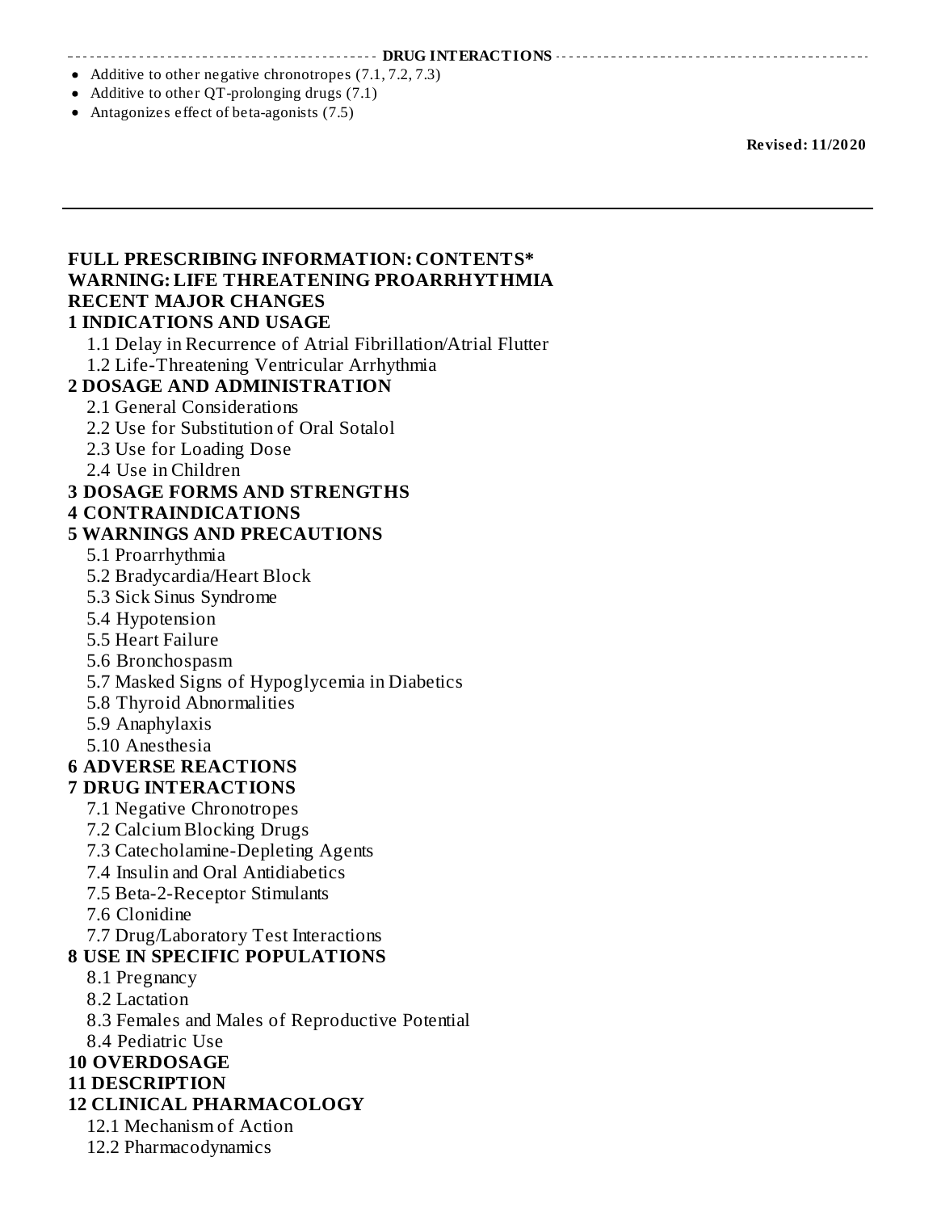## DRUG INTERACTIONS

- Additive to other negative chronotropes (7.1, 7.2, 7.3)
- Additive to other QT-prolonging drugs (7.1)
- Antagonizes effect of beta-agonists (7.5)

**Revised: 11/2020**

---

## FULL PRESCRIBING INFORMATION: CONTENTS*

**WARNING: LIFE THREATENING PROARRHYTHMIA**

**RECENT MAJOR CHANGES**

**1 INDICATIONS AND USAGE**

- 1.1 Delay in Recurrence of Atrial Fibrillation/Atrial Flutter
- 1.2 Life-Threatening Ventricular Arrhythmia

**2 DOSAGE AND ADMINISTRATION**

- 2.1 General Considerations
- 2.2 Use for Substitution of Oral Sotalol
- 2.3 Use for Loading Dose
- 2.4 Use in Children

**3 DOSAGE FORMS AND STRENGTHS**

**4 CONTRAINDICATIONS**

**5 WARNINGS AND PRECAUTIONS**

- 5.1 Proarrhythmia
- 5.2 Bradycardia/Heart Block
- 5.3 Sick Sinus Syndrome
- 5.4 Hypotension
- 5.5 Heart Failure
- 5.6 Bronchospasm
- 5.7 Masked Signs of Hypoglycemia in Diabetics
- 5.8 Thyroid Abnormalities
- 5.9 Anaphylaxis
- 5.10 Anesthesia

**6 ADVERSE REACTIONS**

**7 DRUG INTERACTIONS**

- 7.1 Negative Chronotropes
- 7.2 Calcium Blocking Drugs
- 7.3 Catecholamine-Depleting Agents
- 7.4 Insulin and Oral Antidiabetics
- 7.5 Beta-2-Receptor Stimulants
- 7.6 Clonidine
- 7.7 Drug/Laboratory Test Interactions

**8 USE IN SPECIFIC POPULATIONS**

- 8.1 Pregnancy
- 8.2 Lactation
- 8.3 Females and Males of Reproductive Potential
- 8.4 Pediatric Use

**10 OVERDOSAGE**

**11 DESCRIPTION**

**12 CLINICAL PHARMACOLOGY**

- 12.1 Mechanism of Action
- 12.2 Pharmacodynamics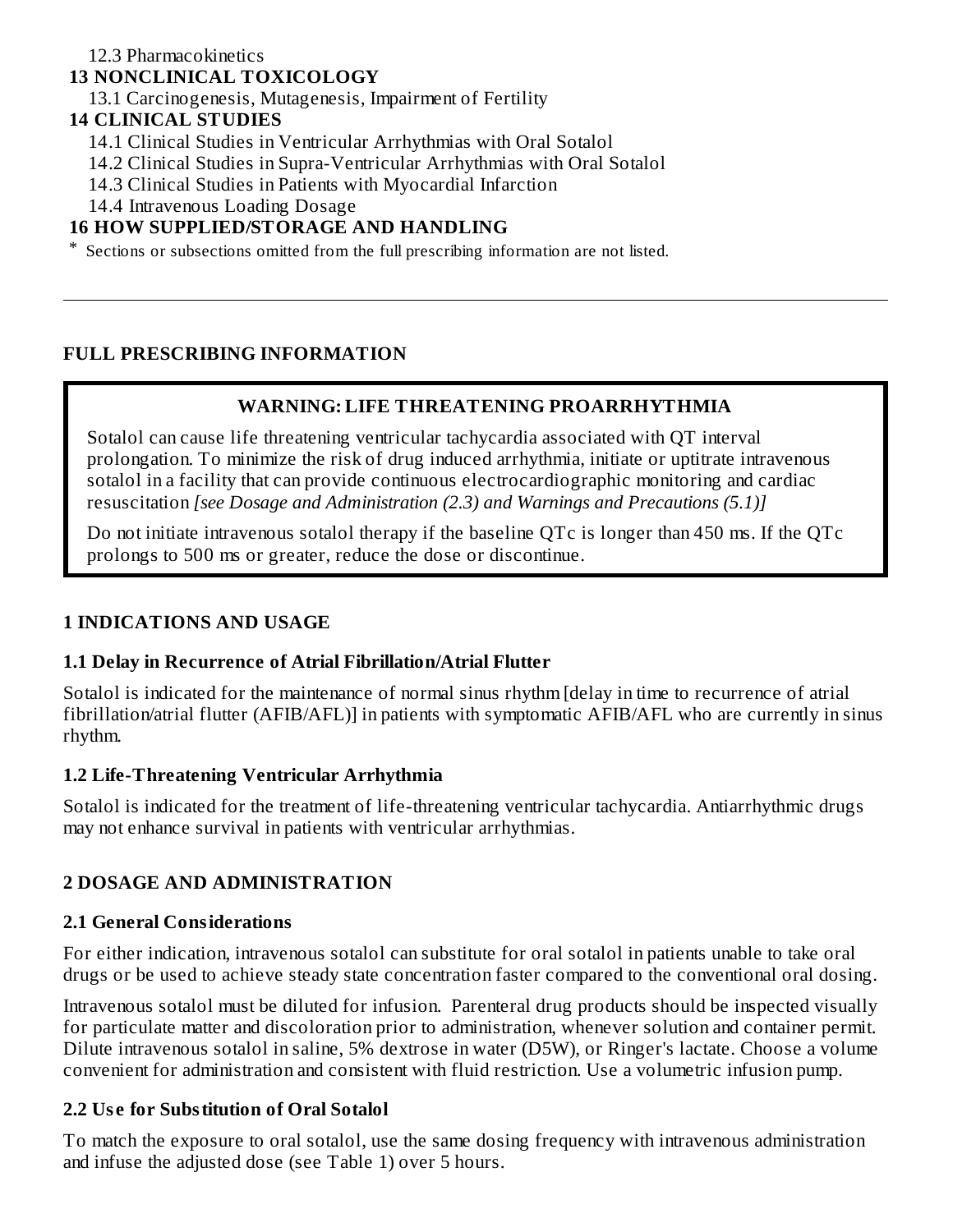12.3 Pharmacokinetics

**13 NONCLINICAL TOXICOLOGY**

13.1 Carcinogenesis, Mutagenesis, Impairment of Fertility

**14 CLINICAL STUDIES**

14.1 Clinical Studies in Ventricular Arrhythmias with Oral Sotalol

14.2 Clinical Studies in Supra-Ventricular Arrhythmias with Oral Sotalol

14.3 Clinical Studies in Patients with Myocardial Infarction

14.4 Intravenous Loading Dosage

**16 HOW SUPPLIED/STORAGE AND HANDLING**

\* Sections or subsections omitted from the full prescribing information are not listed.

---

## FULL PRESCRIBING INFORMATION

> **WARNING: LIFE THREATENING PROARRHYTHMIA**
>
> Sotalol can cause life threatening ventricular tachycardia associated with QT interval prolongation. To minimize the risk of drug induced arrhythmia, initiate or uptitrate intravenous sotalol in a facility that can provide continuous electrocardiographic monitoring and cardiac resuscitation *[see Dosage and Administration (2.3) and Warnings and Precautions (5.1)]*
>
> Do not initiate intravenous sotalol therapy if the baseline QTc is longer than 450 ms. If the QTc prolongs to 500 ms or greater, reduce the dose or discontinue.

## 1 INDICATIONS AND USAGE

### 1.1 Delay in Recurrence of Atrial Fibrillation/Atrial Flutter

Sotalol is indicated for the maintenance of normal sinus rhythm [delay in time to recurrence of atrial fibrillation/atrial flutter (AFIB/AFL)] in patients with symptomatic AFIB/AFL who are currently in sinus rhythm.

### 1.2 Life-Threatening Ventricular Arrhythmia

Sotalol is indicated for the treatment of life-threatening ventricular tachycardia. Antiarrhythmic drugs may not enhance survival in patients with ventricular arrhythmias.

## 2 DOSAGE AND ADMINISTRATION

### 2.1 General Considerations

For either indication, intravenous sotalol can substitute for oral sotalol in patients unable to take oral drugs or be used to achieve steady state concentration faster compared to the conventional oral dosing.

Intravenous sotalol must be diluted for infusion. Parenteral drug products should be inspected visually for particulate matter and discoloration prior to administration, whenever solution and container permit. Dilute intravenous sotalol in saline, 5% dextrose in water (D5W), or Ringer's lactate. Choose a volume convenient for administration and consistent with fluid restriction. Use a volumetric infusion pump.

### 2.2 Use for Substitution of Oral Sotalol

To match the exposure to oral sotalol, use the same dosing frequency with intravenous administration and infuse the adjusted dose (see Table 1) over 5 hours.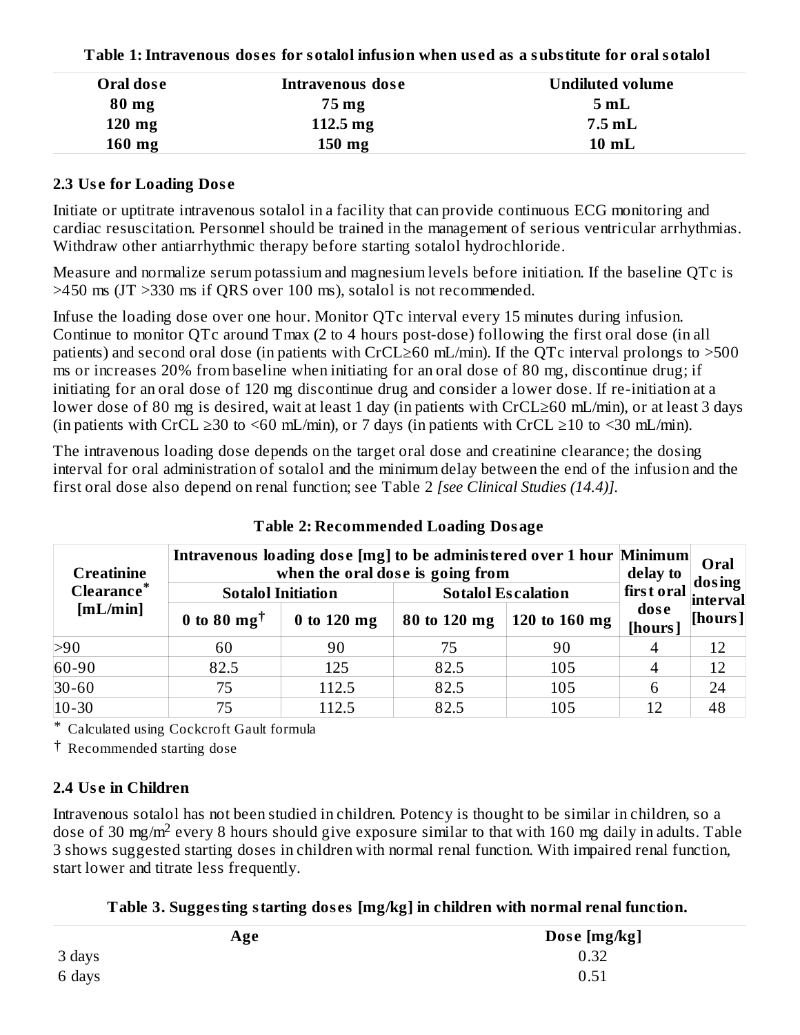**Table 1: Intravenous doses for sotalol infusion when used as a substitute for oral sotalol**

| Oral dose | Intravenous dose | Undiluted volume |
|---|---|---|
| 80 mg | 75 mg | 5 mL |
| 120 mg | 112.5 mg | 7.5 mL |
| 160 mg | 150 mg | 10 mL |

## 2.3 Use for Loading Dose

Initiate or uptitrate intravenous sotalol in a facility that can provide continuous ECG monitoring and cardiac resuscitation. Personnel should be trained in the management of serious ventricular arrhythmias. Withdraw other antiarrhythmic therapy before starting sotalol hydrochloride.

Measure and normalize serum potassium and magnesium levels before initiation. If the baseline QTc is >450 ms (JT >330 ms if QRS over 100 ms), sotalol is not recommended.

Infuse the loading dose over one hour. Monitor QTc interval every 15 minutes during infusion. Continue to monitor QTc around Tmax (2 to 4 hours post-dose) following the first oral dose (in all patients) and second oral dose (in patients with CrCL≥60 mL/min). If the QTc interval prolongs to >500 ms or increases 20% from baseline when initiating for an oral dose of 80 mg, discontinue drug; if initiating for an oral dose of 120 mg discontinue drug and consider a lower dose. If re-initiation at a lower dose of 80 mg is desired, wait at least 1 day (in patients with CrCL≥60 mL/min), or at least 3 days (in patients with CrCL ≥30 to <60 mL/min), or 7 days (in patients with CrCL ≥10 to <30 mL/min).

The intravenous loading dose depends on the target oral dose and creatinine clearance; the dosing interval for oral administration of sotalol and the minimum delay between the end of the infusion and the first oral dose also depend on renal function; see Table 2 *[see Clinical Studies (14.4)]*.

**Table 2: Recommended Loading Dosage**

| Creatinine Clearance* [mL/min] | Intravenous loading dose [mg] to be administered over 1 hour when the oral dose is going from | | | | Minimum delay to first oral dose [hours] | Oral dosing interval [hours] |
|---|---|---|---|---|---|---|
| | Sotalol Initiation | | Sotalol Escalation | | | |
| | 0 to 80 mg† | 0 to 120 mg | 80 to 120 mg | 120 to 160 mg | | |
| >90 | 60 | 90 | 75 | 90 | 4 | 12 |
| 60-90 | 82.5 | 125 | 82.5 | 105 | 4 | 12 |
| 30-60 | 75 | 112.5 | 82.5 | 105 | 6 | 24 |
| 10-30 | 75 | 112.5 | 82.5 | 105 | 12 | 48 |

\* Calculated using Cockcroft Gault formula

† Recommended starting dose

## 2.4 Use in Children

Intravenous sotalol has not been studied in children. Potency is thought to be similar in children, so a dose of 30 mg/$m^2$ every 8 hours should give exposure similar to that with 160 mg daily in adults. Table 3 shows suggested starting doses in children with normal renal function. With impaired renal function, start lower and titrate less frequently.

**Table 3. Suggesting starting doses [mg/kg] in children with normal renal function.**

| Age | Dose [mg/kg] |
|---|---|
| 3 days | 0.32 |
| 6 days | 0.51 |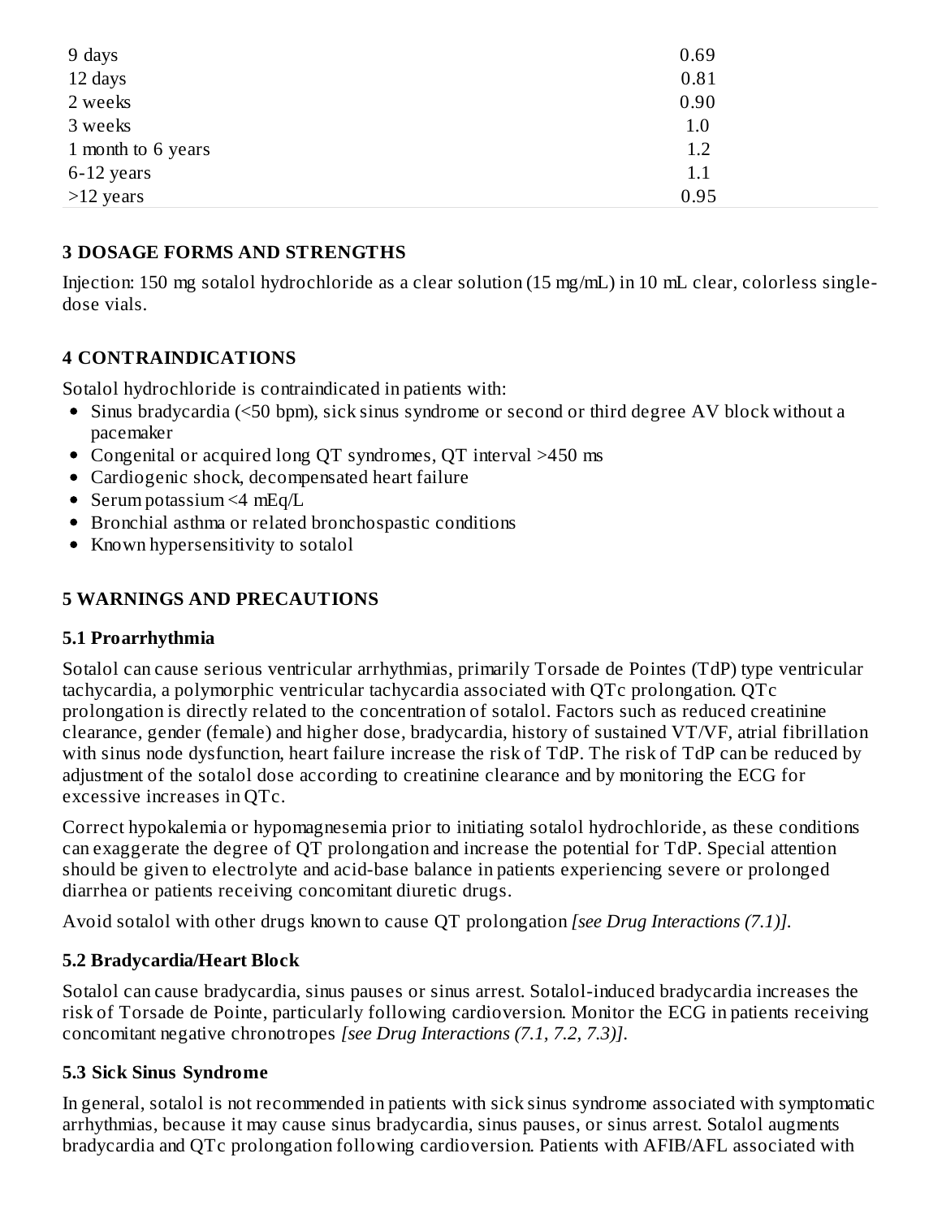| | |
|---|---|
| 9 days | 0.69 |
| 12 days | 0.81 |
| 2 weeks | 0.90 |
| 3 weeks | 1.0 |
| 1 month to 6 years | 1.2 |
| 6-12 years | 1.1 |
| >12 years | 0.95 |

## 3 DOSAGE FORMS AND STRENGTHS

Injection: 150 mg sotalol hydrochloride as a clear solution (15 mg/mL) in 10 mL clear, colorless single-dose vials.

## 4 CONTRAINDICATIONS

Sotalol hydrochloride is contraindicated in patients with:

- Sinus bradycardia (<50 bpm), sick sinus syndrome or second or third degree AV block without a pacemaker
- Congenital or acquired long QT syndromes, QT interval >450 ms
- Cardiogenic shock, decompensated heart failure
- Serum potassium <4 mEq/L
- Bronchial asthma or related bronchospastic conditions
- Known hypersensitivity to sotalol

## 5 WARNINGS AND PRECAUTIONS

### 5.1 Proarrhythmia

Sotalol can cause serious ventricular arrhythmias, primarily Torsade de Pointes (TdP) type ventricular tachycardia, a polymorphic ventricular tachycardia associated with QTc prolongation. QTc prolongation is directly related to the concentration of sotalol. Factors such as reduced creatinine clearance, gender (female) and higher dose, bradycardia, history of sustained VT/VF, atrial fibrillation with sinus node dysfunction, heart failure increase the risk of TdP. The risk of TdP can be reduced by adjustment of the sotalol dose according to creatinine clearance and by monitoring the ECG for excessive increases in QTc.

Correct hypokalemia or hypomagnesemia prior to initiating sotalol hydrochloride, as these conditions can exaggerate the degree of QT prolongation and increase the potential for TdP. Special attention should be given to electrolyte and acid-base balance in patients experiencing severe or prolonged diarrhea or patients receiving concomitant diuretic drugs.

Avoid sotalol with other drugs known to cause QT prolongation *[see Drug Interactions (7.1)]*.

### 5.2 Bradycardia/Heart Block

Sotalol can cause bradycardia, sinus pauses or sinus arrest. Sotalol-induced bradycardia increases the risk of Torsade de Pointe, particularly following cardioversion. Monitor the ECG in patients receiving concomitant negative chronotropes *[see Drug Interactions (7.1, 7.2, 7.3)]*.

### 5.3 Sick Sinus Syndrome

In general, sotalol is not recommended in patients with sick sinus syndrome associated with symptomatic arrhythmias, because it may cause sinus bradycardia, sinus pauses, or sinus arrest. Sotalol augments bradycardia and QTc prolongation following cardioversion. Patients with AFIB/AFL associated with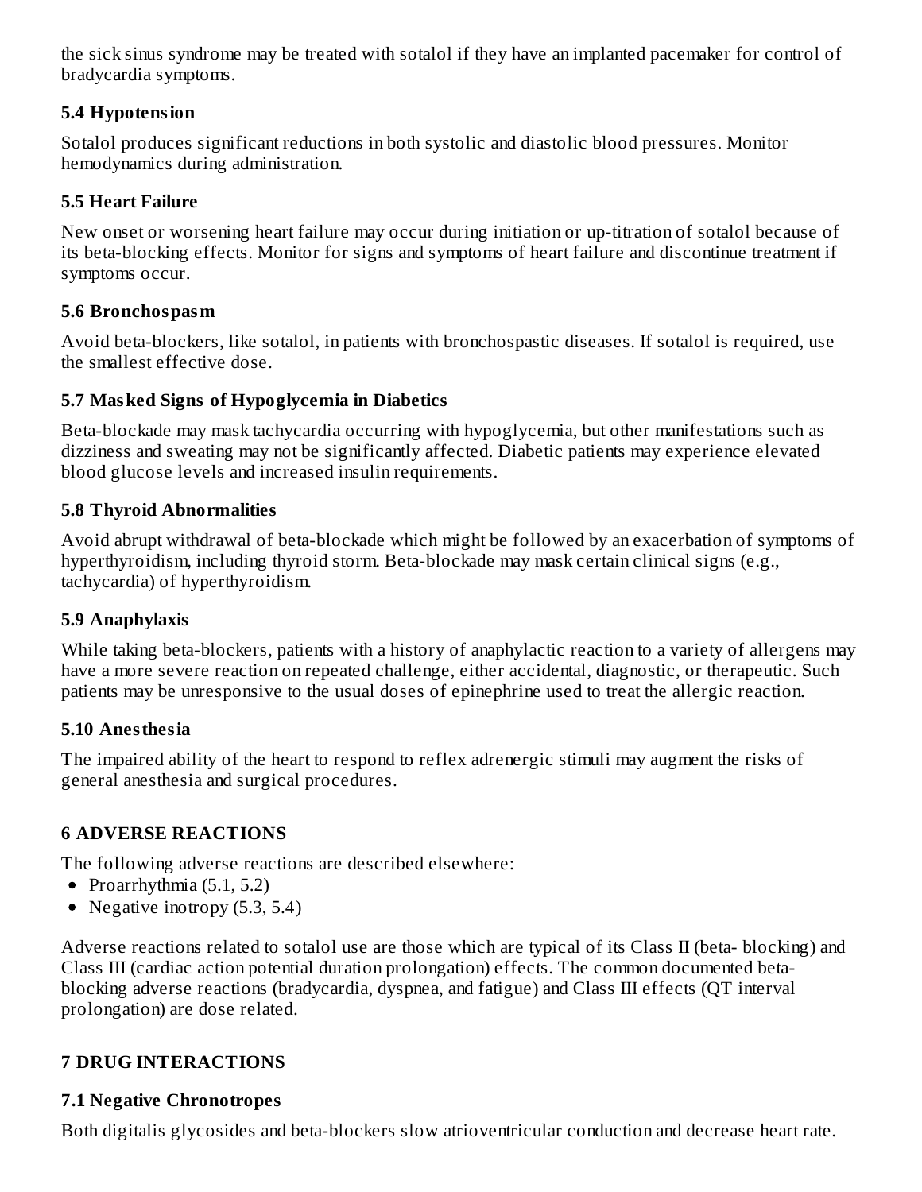the sick sinus syndrome may be treated with sotalol if they have an implanted pacemaker for control of bradycardia symptoms.

### 5.4 Hypotension

Sotalol produces significant reductions in both systolic and diastolic blood pressures. Monitor hemodynamics during administration.

### 5.5 Heart Failure

New onset or worsening heart failure may occur during initiation or up-titration of sotalol because of its beta-blocking effects. Monitor for signs and symptoms of heart failure and discontinue treatment if symptoms occur.

### 5.6 Bronchospasm

Avoid beta-blockers, like sotalol, in patients with bronchospastic diseases. If sotalol is required, use the smallest effective dose.

### 5.7 Masked Signs of Hypoglycemia in Diabetics

Beta-blockade may mask tachycardia occurring with hypoglycemia, but other manifestations such as dizziness and sweating may not be significantly affected. Diabetic patients may experience elevated blood glucose levels and increased insulin requirements.

### 5.8 Thyroid Abnormalities

Avoid abrupt withdrawal of beta-blockade which might be followed by an exacerbation of symptoms of hyperthyroidism, including thyroid storm. Beta-blockade may mask certain clinical signs (e.g., tachycardia) of hyperthyroidism.

### 5.9 Anaphylaxis

While taking beta-blockers, patients with a history of anaphylactic reaction to a variety of allergens may have a more severe reaction on repeated challenge, either accidental, diagnostic, or therapeutic. Such patients may be unresponsive to the usual doses of epinephrine used to treat the allergic reaction.

### 5.10 Anesthesia

The impaired ability of the heart to respond to reflex adrenergic stimuli may augment the risks of general anesthesia and surgical procedures.

## 6 ADVERSE REACTIONS

The following adverse reactions are described elsewhere:

- Proarrhythmia (5.1, 5.2)
- Negative inotropy (5.3, 5.4)

Adverse reactions related to sotalol use are those which are typical of its Class II (beta- blocking) and Class III (cardiac action potential duration prolongation) effects. The common documented beta-blocking adverse reactions (bradycardia, dyspnea, and fatigue) and Class III effects (QT interval prolongation) are dose related.

## 7 DRUG INTERACTIONS

### 7.1 Negative Chronotropes

Both digitalis glycosides and beta-blockers slow atrioventricular conduction and decrease heart rate.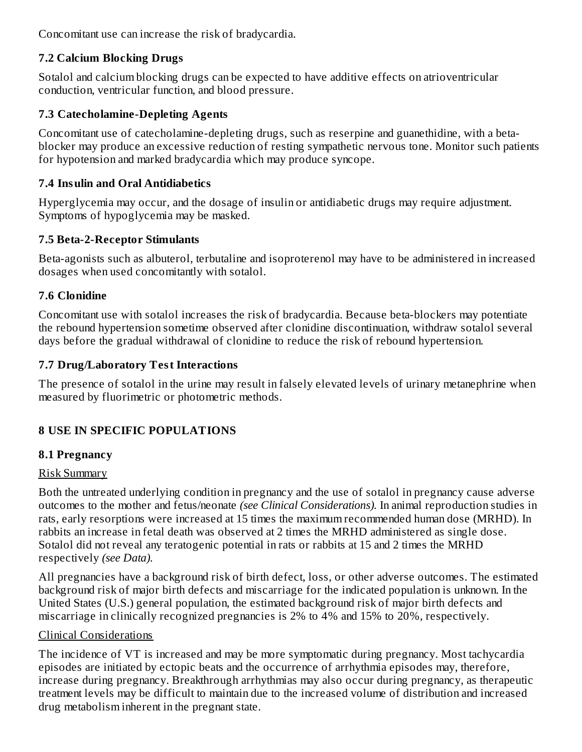Concomitant use can increase the risk of bradycardia.

### 7.2 Calcium Blocking Drugs

Sotalol and calcium blocking drugs can be expected to have additive effects on atrioventricular conduction, ventricular function, and blood pressure.

### 7.3 Catecholamine-Depleting Agents

Concomitant use of catecholamine-depleting drugs, such as reserpine and guanethidine, with a beta-blocker may produce an excessive reduction of resting sympathetic nervous tone. Monitor such patients for hypotension and marked bradycardia which may produce syncope.

### 7.4 Insulin and Oral Antidiabetics

Hyperglycemia may occur, and the dosage of insulin or antidiabetic drugs may require adjustment. Symptoms of hypoglycemia may be masked.

### 7.5 Beta-2-Receptor Stimulants

Beta-agonists such as albuterol, terbutaline and isoproterenol may have to be administered in increased dosages when used concomitantly with sotalol.

### 7.6 Clonidine

Concomitant use with sotalol increases the risk of bradycardia. Because beta-blockers may potentiate the rebound hypertension sometime observed after clonidine discontinuation, withdraw sotalol several days before the gradual withdrawal of clonidine to reduce the risk of rebound hypertension.

### 7.7 Drug/Laboratory Test Interactions

The presence of sotalol in the urine may result in falsely elevated levels of urinary metanephrine when measured by fluorimetric or photometric methods.

## 8 USE IN SPECIFIC POPULATIONS

### 8.1 Pregnancy

Risk Summary

Both the untreated underlying condition in pregnancy and the use of sotalol in pregnancy cause adverse outcomes to the mother and fetus/neonate *(see Clinical Considerations).* In animal reproduction studies in rats, early resorptions were increased at 15 times the maximum recommended human dose (MRHD). In rabbits an increase in fetal death was observed at 2 times the MRHD administered as single dose. Sotalol did not reveal any teratogenic potential in rats or rabbits at 15 and 2 times the MRHD respectively *(see Data).*

All pregnancies have a background risk of birth defect, loss, or other adverse outcomes. The estimated background risk of major birth defects and miscarriage for the indicated population is unknown. In the United States (U.S.) general population, the estimated background risk of major birth defects and miscarriage in clinically recognized pregnancies is 2% to 4% and 15% to 20%, respectively.

Clinical Considerations

The incidence of VT is increased and may be more symptomatic during pregnancy. Most tachycardia episodes are initiated by ectopic beats and the occurrence of arrhythmia episodes may, therefore, increase during pregnancy. Breakthrough arrhythmias may also occur during pregnancy, as therapeutic treatment levels may be difficult to maintain due to the increased volume of distribution and increased drug metabolism inherent in the pregnant state.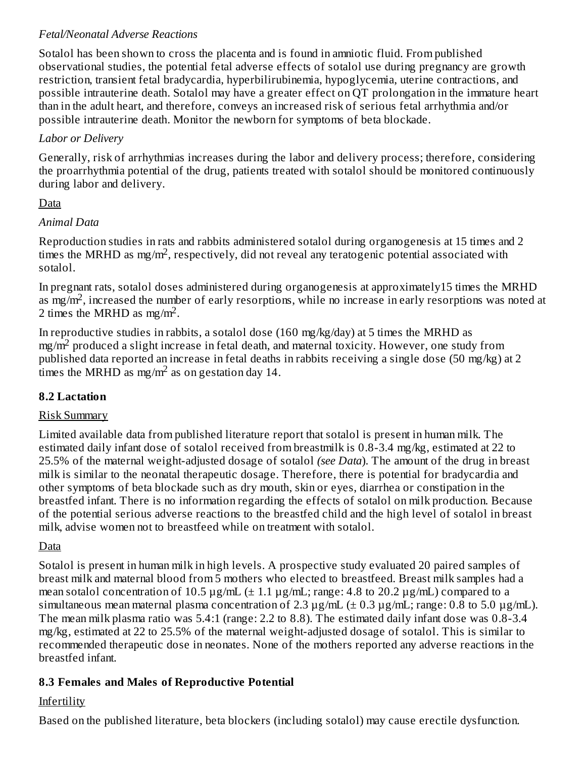*Fetal/Neonatal Adverse Reactions*

Sotalol has been shown to cross the placenta and is found in amniotic fluid. From published observational studies, the potential fetal adverse effects of sotalol use during pregnancy are growth restriction, transient fetal bradycardia, hyperbilirubinemia, hypoglycemia, uterine contractions, and possible intrauterine death. Sotalol may have a greater effect on QT prolongation in the immature heart than in the adult heart, and therefore, conveys an increased risk of serious fetal arrhythmia and/or possible intrauterine death. Monitor the newborn for symptoms of beta blockade.

*Labor or Delivery*

Generally, risk of arrhythmias increases during the labor and delivery process; therefore, considering the proarrhythmia potential of the drug, patients treated with sotalol should be monitored continuously during labor and delivery.

Data

*Animal Data*

Reproduction studies in rats and rabbits administered sotalol during organogenesis at 15 times and 2 times the MRHD as $mg/m^2$, respectively, did not reveal any teratogenic potential associated with sotalol.

In pregnant rats, sotalol doses administered during organogenesis at approximately15 times the MRHD as $mg/m^2$, increased the number of early resorptions, while no increase in early resorptions was noted at 2 times the MRHD as $mg/m^2$.

In reproductive studies in rabbits, a sotalol dose (160 mg/kg/day) at 5 times the MRHD as $mg/m^2$ produced a slight increase in fetal death, and maternal toxicity. However, one study from published data reported an increase in fetal deaths in rabbits receiving a single dose (50 mg/kg) at 2 times the MRHD as $mg/m^2$ as on gestation day 14.

## 8.2 Lactation

Risk Summary

Limited available data from published literature report that sotalol is present in human milk. The estimated daily infant dose of sotalol received from breastmilk is 0.8-3.4 mg/kg, estimated at 22 to 25.5% of the maternal weight-adjusted dosage of sotalol *(see Data*). The amount of the drug in breast milk is similar to the neonatal therapeutic dosage. Therefore, there is potential for bradycardia and other symptoms of beta blockade such as dry mouth, skin or eyes, diarrhea or constipation in the breastfed infant. There is no information regarding the effects of sotalol on milk production. Because of the potential serious adverse reactions to the breastfed child and the high level of sotalol in breast milk, advise women not to breastfeed while on treatment with sotalol.

Data

Sotalol is present in human milk in high levels. A prospective study evaluated 20 paired samples of breast milk and maternal blood from 5 mothers who elected to breastfeed. Breast milk samples had a mean sotalol concentration of 10.5 µg/mL (± 1.1 µg/mL; range: 4.8 to 20.2 µg/mL) compared to a simultaneous mean maternal plasma concentration of 2.3 µg/mL (± 0.3 µg/mL; range: 0.8 to 5.0 µg/mL). The mean milk plasma ratio was 5.4:1 (range: 2.2 to 8.8). The estimated daily infant dose was 0.8-3.4 mg/kg, estimated at 22 to 25.5% of the maternal weight-adjusted dosage of sotalol. This is similar to recommended therapeutic dose in neonates. None of the mothers reported any adverse reactions in the breastfed infant.

## 8.3 Females and Males of Reproductive Potential

Infertility

Based on the published literature, beta blockers (including sotalol) may cause erectile dysfunction.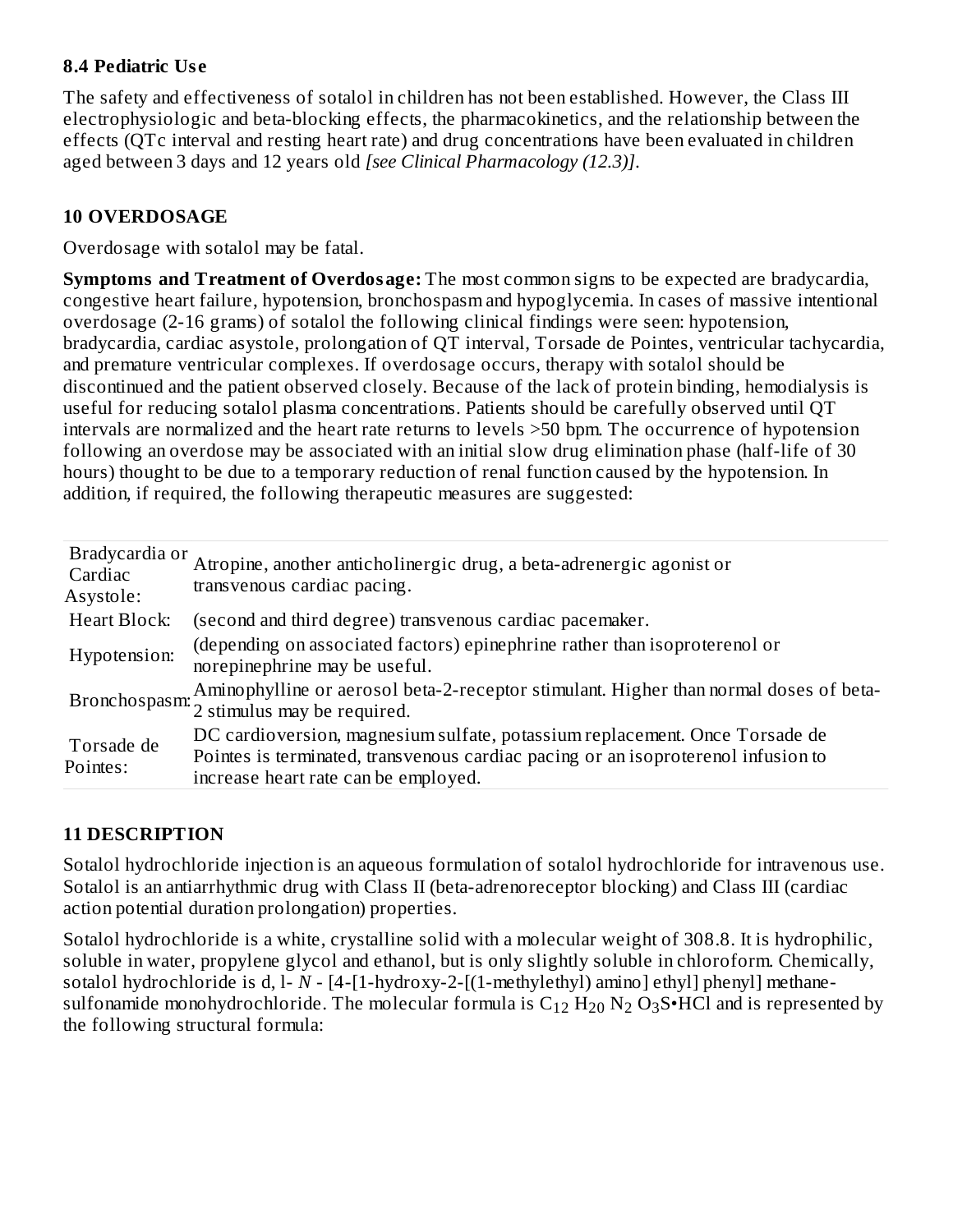### 8.4 Pediatric Use

The safety and effectiveness of sotalol in children has not been established. However, the Class III electrophysiologic and beta-blocking effects, the pharmacokinetics, and the relationship between the effects (QTc interval and resting heart rate) and drug concentrations have been evaluated in children aged between 3 days and 12 years old *[see Clinical Pharmacology (12.3)]*.

## 10 OVERDOSAGE

Overdosage with sotalol may be fatal.

**Symptoms and Treatment of Overdosage:** The most common signs to be expected are bradycardia, congestive heart failure, hypotension, bronchospasm and hypoglycemia. In cases of massive intentional overdosage (2-16 grams) of sotalol the following clinical findings were seen: hypotension, bradycardia, cardiac asystole, prolongation of QT interval, Torsade de Pointes, ventricular tachycardia, and premature ventricular complexes. If overdosage occurs, therapy with sotalol should be discontinued and the patient observed closely. Because of the lack of protein binding, hemodialysis is useful for reducing sotalol plasma concentrations. Patients should be carefully observed until QT intervals are normalized and the heart rate returns to levels >50 bpm. The occurrence of hypotension following an overdose may be associated with an initial slow drug elimination phase (half-life of 30 hours) thought to be due to a temporary reduction of renal function caused by the hypotension. In addition, if required, the following therapeutic measures are suggested:

| | |
|---|---|
| Bradycardia or Cardiac Asystole: | Atropine, another anticholinergic drug, a beta-adrenergic agonist or transvenous cardiac pacing. |
| Heart Block: | (second and third degree) transvenous cardiac pacemaker. |
| Hypotension: | (depending on associated factors) epinephrine rather than isoproterenol or norepinephrine may be useful. |
| Bronchospasm: | Aminophylline or aerosol beta-2-receptor stimulant. Higher than normal doses of beta-2 stimulus may be required. |
| Torsade de Pointes: | DC cardioversion, magnesium sulfate, potassium replacement. Once Torsade de Pointes is terminated, transvenous cardiac pacing or an isoproterenol infusion to increase heart rate can be employed. |

## 11 DESCRIPTION

Sotalol hydrochloride injection is an aqueous formulation of sotalol hydrochloride for intravenous use. Sotalol is an antiarrhythmic drug with Class II (beta-adrenoreceptor blocking) and Class III (cardiac action potential duration prolongation) properties.

Sotalol hydrochloride is a white, crystalline solid with a molecular weight of 308.8. It is hydrophilic, soluble in water, propylene glycol and ethanol, but is only slightly soluble in chloroform. Chemically, sotalol hydrochloride is d, l- *N* - [4-[1-hydroxy-2-[(1-methylethyl) amino] ethyl] phenyl] methane-sulfonamide monohydrochloride. The molecular formula is $C_{12}H_{20}N_2O_3S{\bullet}HCl$ and is represented by the following structural formula: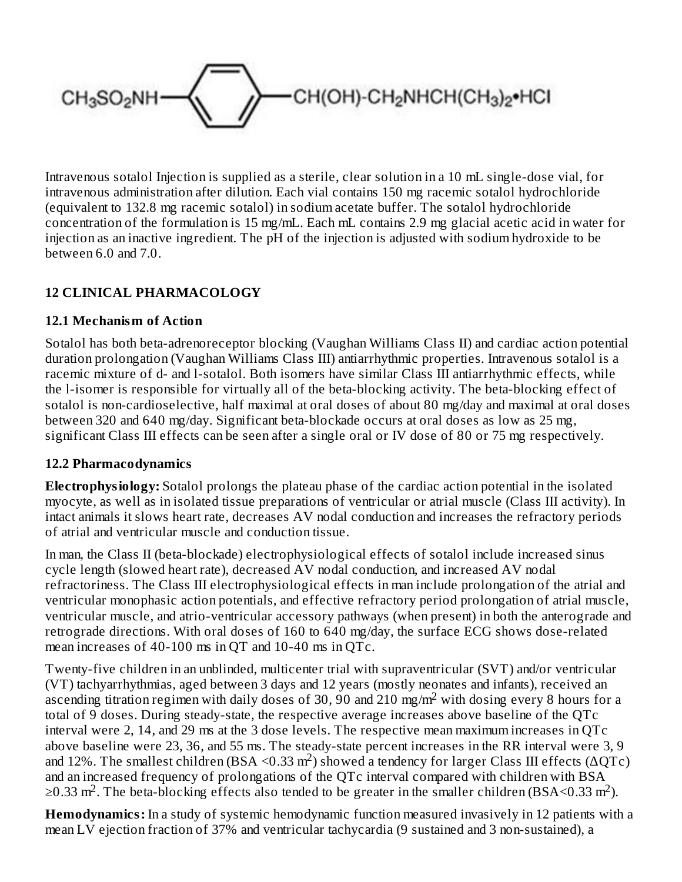$CH_3SO_2NH$—[benzene ring]—$CH(OH)$-$CH_2NHCH(CH_3)_2$•HCl

Intravenous sotalol Injection is supplied as a sterile, clear solution in a 10 mL single-dose vial, for intravenous administration after dilution. Each vial contains 150 mg racemic sotalol hydrochloride (equivalent to 132.8 mg racemic sotalol) in sodium acetate buffer. The sotalol hydrochloride concentration of the formulation is 15 mg/mL. Each mL contains 2.9 mg glacial acetic acid in water for injection as an inactive ingredient. The pH of the injection is adjusted with sodium hydroxide to be between 6.0 and 7.0.

## 12 CLINICAL PHARMACOLOGY

### 12.1 Mechanism of Action

Sotalol has both beta-adrenoreceptor blocking (Vaughan Williams Class II) and cardiac action potential duration prolongation (Vaughan Williams Class III) antiarrhythmic properties. Intravenous sotalol is a racemic mixture of d- and l-sotalol. Both isomers have similar Class III antiarrhythmic effects, while the l-isomer is responsible for virtually all of the beta-blocking activity. The beta-blocking effect of sotalol is non-cardioselective, half maximal at oral doses of about 80 mg/day and maximal at oral doses between 320 and 640 mg/day. Significant beta-blockade occurs at oral doses as low as 25 mg, significant Class III effects can be seen after a single oral or IV dose of 80 or 75 mg respectively.

### 12.2 Pharmacodynamics

**Electrophysiology:** Sotalol prolongs the plateau phase of the cardiac action potential in the isolated myocyte, as well as in isolated tissue preparations of ventricular or atrial muscle (Class III activity). In intact animals it slows heart rate, decreases AV nodal conduction and increases the refractory periods of atrial and ventricular muscle and conduction tissue.

In man, the Class II (beta-blockade) electrophysiological effects of sotalol include increased sinus cycle length (slowed heart rate), decreased AV nodal conduction, and increased AV nodal refractoriness. The Class III electrophysiological effects in man include prolongation of the atrial and ventricular monophasic action potentials, and effective refractory period prolongation of atrial muscle, ventricular muscle, and atrio-ventricular accessory pathways (when present) in both the anterograde and retrograde directions. With oral doses of 160 to 640 mg/day, the surface ECG shows dose-related mean increases of 40-100 ms in QT and 10-40 ms in QTc.

Twenty-five children in an unblinded, multicenter trial with supraventricular (SVT) and/or ventricular (VT) tachyarrhythmias, aged between 3 days and 12 years (mostly neonates and infants), received an ascending titration regimen with daily doses of 30, 90 and 210 mg/$m^2$ with dosing every 8 hours for a total of 9 doses. During steady-state, the respective average increases above baseline of the QTc interval were 2, 14, and 29 ms at the 3 dose levels. The respective mean maximum increases in QTc above baseline were 23, 36, and 55 ms. The steady-state percent increases in the RR interval were 3, 9 and 12%. The smallest children (BSA <0.33 $m^2$) showed a tendency for larger Class III effects ($\Delta$QTc) and an increased frequency of prolongations of the QTc interval compared with children with BSA ≥0.33 $m^2$. The beta-blocking effects also tended to be greater in the smaller children (BSA<0.33 $m^2$).

**Hemodynamics:** In a study of systemic hemodynamic function measured invasively in 12 patients with a mean LV ejection fraction of 37% and ventricular tachycardia (9 sustained and 3 non-sustained), a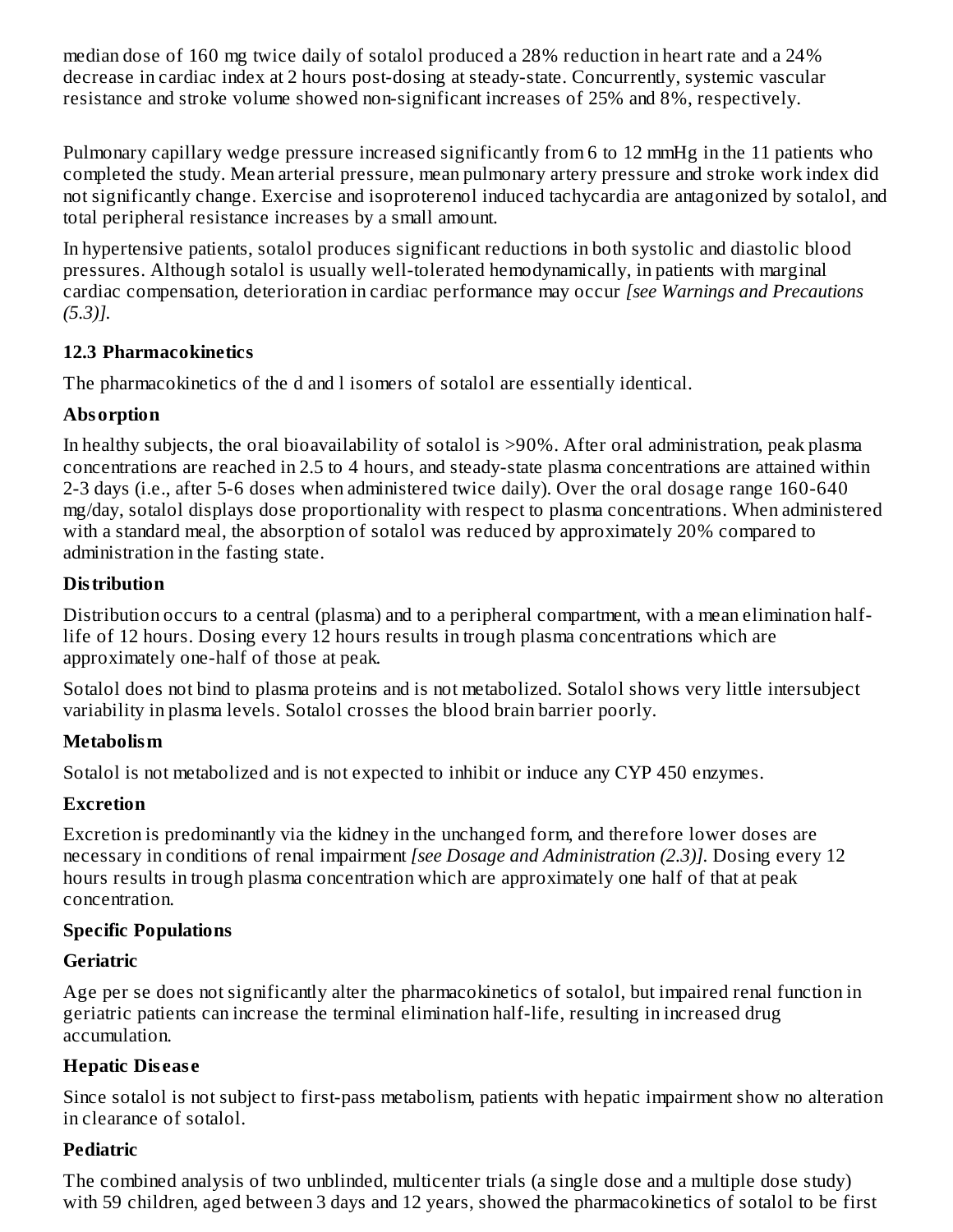median dose of 160 mg twice daily of sotalol produced a 28% reduction in heart rate and a 24% decrease in cardiac index at 2 hours post-dosing at steady-state. Concurrently, systemic vascular resistance and stroke volume showed non-significant increases of 25% and 8%, respectively.

Pulmonary capillary wedge pressure increased significantly from 6 to 12 mmHg in the 11 patients who completed the study. Mean arterial pressure, mean pulmonary artery pressure and stroke work index did not significantly change. Exercise and isoproterenol induced tachycardia are antagonized by sotalol, and total peripheral resistance increases by a small amount.

In hypertensive patients, sotalol produces significant reductions in both systolic and diastolic blood pressures. Although sotalol is usually well-tolerated hemodynamically, in patients with marginal cardiac compensation, deterioration in cardiac performance may occur *[see Warnings and Precautions (5.3)]*.

### 12.3 Pharmacokinetics

The pharmacokinetics of the d and l isomers of sotalol are essentially identical.

**Absorption**

In healthy subjects, the oral bioavailability of sotalol is >90%. After oral administration, peak plasma concentrations are reached in 2.5 to 4 hours, and steady-state plasma concentrations are attained within 2-3 days (i.e., after 5-6 doses when administered twice daily). Over the oral dosage range 160-640 mg/day, sotalol displays dose proportionality with respect to plasma concentrations. When administered with a standard meal, the absorption of sotalol was reduced by approximately 20% compared to administration in the fasting state.

**Distribution**

Distribution occurs to a central (plasma) and to a peripheral compartment, with a mean elimination half-life of 12 hours. Dosing every 12 hours results in trough plasma concentrations which are approximately one-half of those at peak.

Sotalol does not bind to plasma proteins and is not metabolized. Sotalol shows very little intersubject variability in plasma levels. Sotalol crosses the blood brain barrier poorly.

**Metabolism**

Sotalol is not metabolized and is not expected to inhibit or induce any CYP 450 enzymes.

**Excretion**

Excretion is predominantly via the kidney in the unchanged form, and therefore lower doses are necessary in conditions of renal impairment *[see Dosage and Administration (2.3)]*. Dosing every 12 hours results in trough plasma concentration which are approximately one half of that at peak concentration.

**Specific Populations**

**Geriatric**

Age per se does not significantly alter the pharmacokinetics of sotalol, but impaired renal function in geriatric patients can increase the terminal elimination half-life, resulting in increased drug accumulation.

**Hepatic Disease**

Since sotalol is not subject to first-pass metabolism, patients with hepatic impairment show no alteration in clearance of sotalol.

**Pediatric**

The combined analysis of two unblinded, multicenter trials (a single dose and a multiple dose study) with 59 children, aged between 3 days and 12 years, showed the pharmacokinetics of sotalol to be first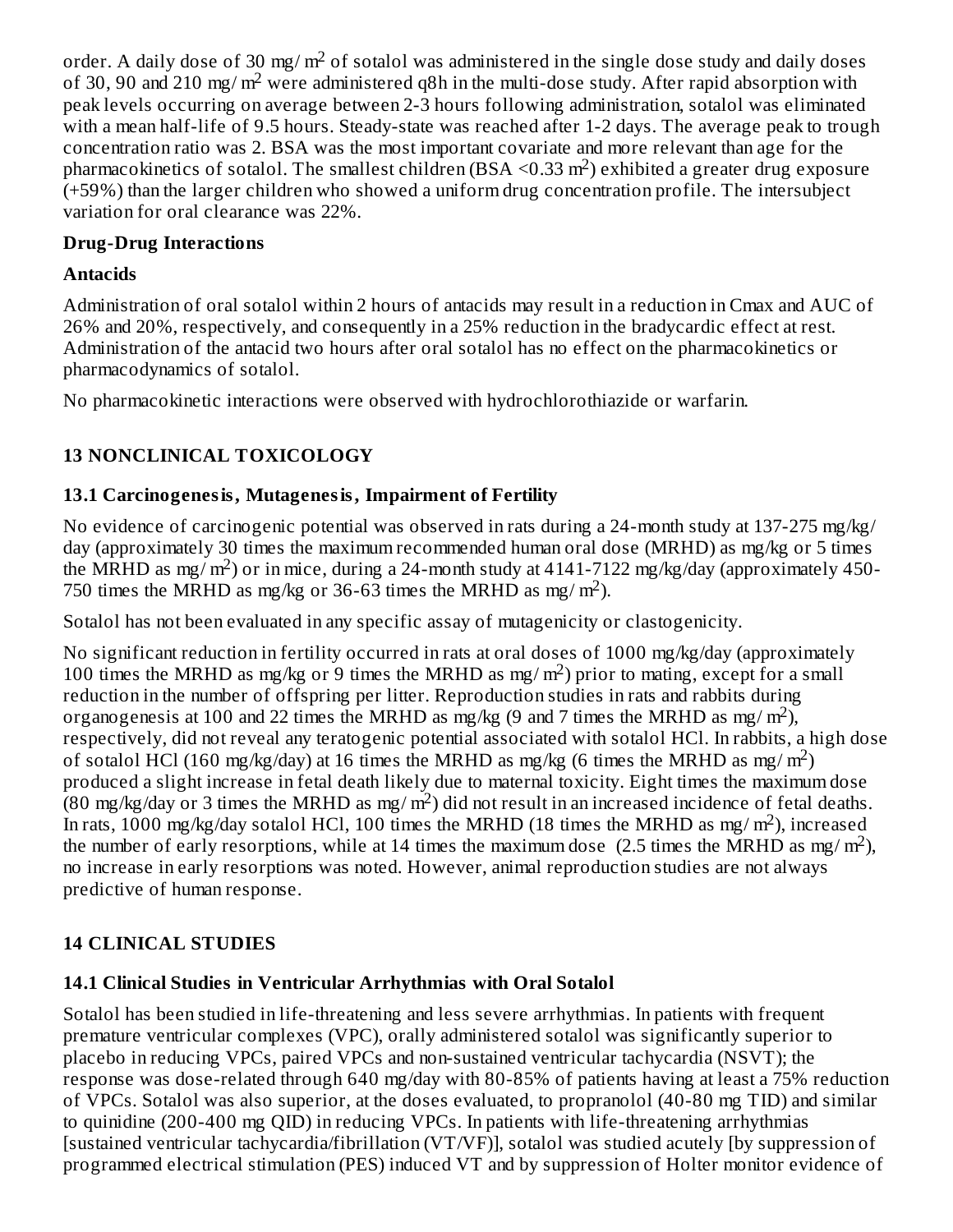order. A daily dose of 30 mg/ $m^2$ of sotalol was administered in the single dose study and daily doses of 30, 90 and 210 mg/ $m^2$ were administered q8h in the multi-dose study. After rapid absorption with peak levels occurring on average between 2-3 hours following administration, sotalol was eliminated with a mean half-life of 9.5 hours. Steady-state was reached after 1-2 days. The average peak to trough concentration ratio was 2. BSA was the most important covariate and more relevant than age for the pharmacokinetics of sotalol. The smallest children (BSA <0.33 $m^2$) exhibited a greater drug exposure (+59%) than the larger children who showed a uniform drug concentration profile. The intersubject variation for oral clearance was 22%.

**Drug-Drug Interactions**

**Antacids**

Administration of oral sotalol within 2 hours of antacids may result in a reduction in Cmax and AUC of 26% and 20%, respectively, and consequently in a 25% reduction in the bradycardic effect at rest. Administration of the antacid two hours after oral sotalol has no effect on the pharmacokinetics or pharmacodynamics of sotalol.

No pharmacokinetic interactions were observed with hydrochlorothiazide or warfarin.

## 13 NONCLINICAL TOXICOLOGY

### 13.1 Carcinogenesis, Mutagenesis, Impairment of Fertility

No evidence of carcinogenic potential was observed in rats during a 24-month study at 137-275 mg/kg/ day (approximately 30 times the maximum recommended human oral dose (MRHD) as mg/kg or 5 times the MRHD as mg/ $m^2$) or in mice, during a 24-month study at 4141-7122 mg/kg/day (approximately 450-750 times the MRHD as mg/kg or 36-63 times the MRHD as mg/ $m^2$).

Sotalol has not been evaluated in any specific assay of mutagenicity or clastogenicity.

No significant reduction in fertility occurred in rats at oral doses of 1000 mg/kg/day (approximately 100 times the MRHD as mg/kg or 9 times the MRHD as mg/ $m^2$) prior to mating, except for a small reduction in the number of offspring per litter. Reproduction studies in rats and rabbits during organogenesis at 100 and 22 times the MRHD as mg/kg (9 and 7 times the MRHD as mg/ $m^2$), respectively, did not reveal any teratogenic potential associated with sotalol HCl. In rabbits, a high dose of sotalol HCl (160 mg/kg/day) at 16 times the MRHD as mg/kg (6 times the MRHD as mg/ $m^2$) produced a slight increase in fetal death likely due to maternal toxicity. Eight times the maximum dose (80 mg/kg/day or 3 times the MRHD as mg/ $m^2$) did not result in an increased incidence of fetal deaths. In rats, 1000 mg/kg/day sotalol HCl, 100 times the MRHD (18 times the MRHD as mg/ $m^2$), increased the number of early resorptions, while at 14 times the maximum dose (2.5 times the MRHD as mg/ $m^2$), no increase in early resorptions was noted. However, animal reproduction studies are not always predictive of human response.

## 14 CLINICAL STUDIES

### 14.1 Clinical Studies in Ventricular Arrhythmias with Oral Sotalol

Sotalol has been studied in life-threatening and less severe arrhythmias. In patients with frequent premature ventricular complexes (VPC), orally administered sotalol was significantly superior to placebo in reducing VPCs, paired VPCs and non-sustained ventricular tachycardia (NSVT); the response was dose-related through 640 mg/day with 80-85% of patients having at least a 75% reduction of VPCs. Sotalol was also superior, at the doses evaluated, to propranolol (40-80 mg TID) and similar to quinidine (200-400 mg QID) in reducing VPCs. In patients with life-threatening arrhythmias [sustained ventricular tachycardia/fibrillation (VT/VF)], sotalol was studied acutely [by suppression of programmed electrical stimulation (PES) induced VT and by suppression of Holter monitor evidence of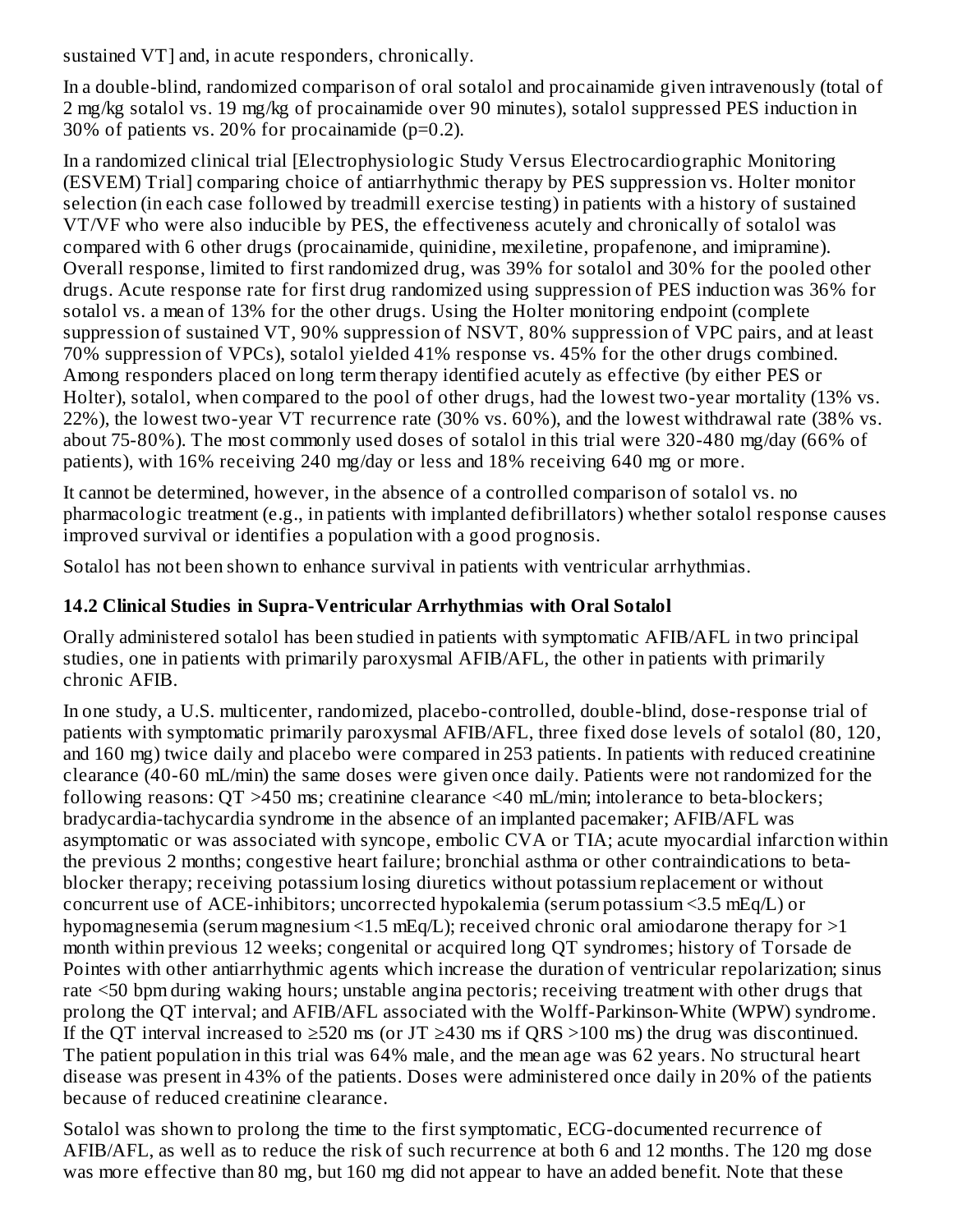sustained VT] and, in acute responders, chronically.

In a double-blind, randomized comparison of oral sotalol and procainamide given intravenously (total of 2 mg/kg sotalol vs. 19 mg/kg of procainamide over 90 minutes), sotalol suppressed PES induction in 30% of patients vs. 20% for procainamide (p=0.2).

In a randomized clinical trial [Electrophysiologic Study Versus Electrocardiographic Monitoring (ESVEM) Trial] comparing choice of antiarrhythmic therapy by PES suppression vs. Holter monitor selection (in each case followed by treadmill exercise testing) in patients with a history of sustained VT/VF who were also inducible by PES, the effectiveness acutely and chronically of sotalol was compared with 6 other drugs (procainamide, quinidine, mexiletine, propafenone, and imipramine). Overall response, limited to first randomized drug, was 39% for sotalol and 30% for the pooled other drugs. Acute response rate for first drug randomized using suppression of PES induction was 36% for sotalol vs. a mean of 13% for the other drugs. Using the Holter monitoring endpoint (complete suppression of sustained VT, 90% suppression of NSVT, 80% suppression of VPC pairs, and at least 70% suppression of VPCs), sotalol yielded 41% response vs. 45% for the other drugs combined. Among responders placed on long term therapy identified acutely as effective (by either PES or Holter), sotalol, when compared to the pool of other drugs, had the lowest two-year mortality (13% vs. 22%), the lowest two-year VT recurrence rate (30% vs. 60%), and the lowest withdrawal rate (38% vs. about 75-80%). The most commonly used doses of sotalol in this trial were 320-480 mg/day (66% of patients), with 16% receiving 240 mg/day or less and 18% receiving 640 mg or more.

It cannot be determined, however, in the absence of a controlled comparison of sotalol vs. no pharmacologic treatment (e.g., in patients with implanted defibrillators) whether sotalol response causes improved survival or identifies a population with a good prognosis.

Sotalol has not been shown to enhance survival in patients with ventricular arrhythmias.

### 14.2 Clinical Studies in Supra-Ventricular Arrhythmias with Oral Sotalol

Orally administered sotalol has been studied in patients with symptomatic AFIB/AFL in two principal studies, one in patients with primarily paroxysmal AFIB/AFL, the other in patients with primarily chronic AFIB.

In one study, a U.S. multicenter, randomized, placebo-controlled, double-blind, dose-response trial of patients with symptomatic primarily paroxysmal AFIB/AFL, three fixed dose levels of sotalol (80, 120, and 160 mg) twice daily and placebo were compared in 253 patients. In patients with reduced creatinine clearance (40-60 mL/min) the same doses were given once daily. Patients were not randomized for the following reasons: QT >450 ms; creatinine clearance <40 mL/min; intolerance to beta-blockers; bradycardia-tachycardia syndrome in the absence of an implanted pacemaker; AFIB/AFL was asymptomatic or was associated with syncope, embolic CVA or TIA; acute myocardial infarction within the previous 2 months; congestive heart failure; bronchial asthma or other contraindications to beta-blocker therapy; receiving potassium losing diuretics without potassium replacement or without concurrent use of ACE-inhibitors; uncorrected hypokalemia (serum potassium <3.5 mEq/L) or hypomagnesemia (serum magnesium <1.5 mEq/L); received chronic oral amiodarone therapy for >1 month within previous 12 weeks; congenital or acquired long QT syndromes; history of Torsade de Pointes with other antiarrhythmic agents which increase the duration of ventricular repolarization; sinus rate <50 bpm during waking hours; unstable angina pectoris; receiving treatment with other drugs that prolong the QT interval; and AFIB/AFL associated with the Wolff-Parkinson-White (WPW) syndrome. If the QT interval increased to ≥520 ms (or JT ≥430 ms if QRS >100 ms) the drug was discontinued. The patient population in this trial was 64% male, and the mean age was 62 years. No structural heart disease was present in 43% of the patients. Doses were administered once daily in 20% of the patients because of reduced creatinine clearance.

Sotalol was shown to prolong the time to the first symptomatic, ECG-documented recurrence of AFIB/AFL, as well as to reduce the risk of such recurrence at both 6 and 12 months. The 120 mg dose was more effective than 80 mg, but 160 mg did not appear to have an added benefit. Note that these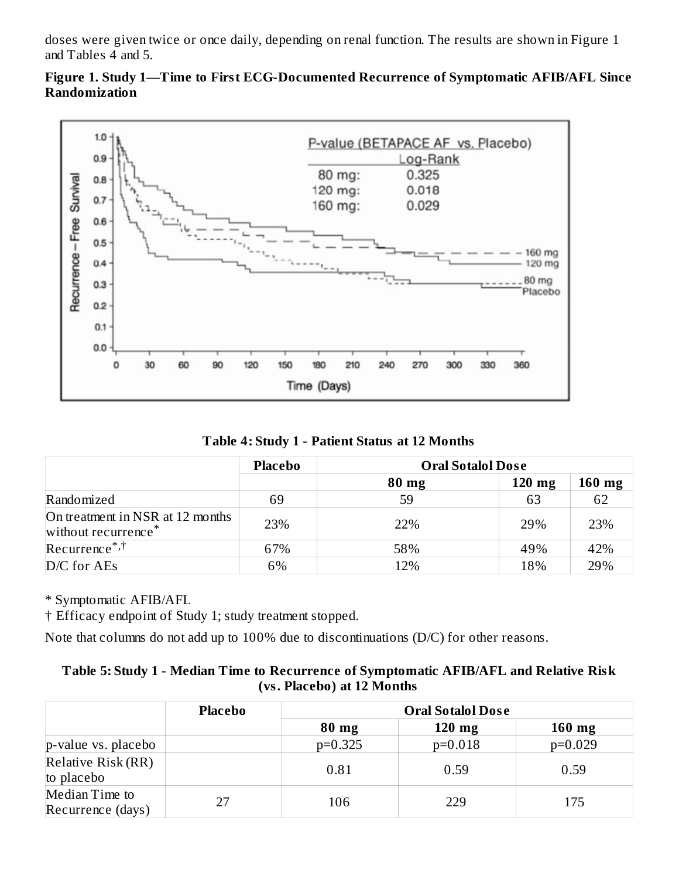doses were given twice or once daily, depending on renal function. The results are shown in Figure 1 and Tables 4 and 5.

**Figure 1. Study 1—Time to First ECG-Documented Recurrence of Symptomatic AFIB/AFL Since Randomization**

**Table 4: Study 1 - Patient Status at 12 Months**

| | Placebo | Oral Sotalol Dose | | |
|---|---|---|---|---|
| | | 80 mg | 120 mg | 160 mg |
| Randomized | 69 | 59 | 63 | 62 |
| On treatment in NSR at 12 months without recurrence* | 23% | 22% | 29% | 23% |
| Recurrence*,† | 67% | 58% | 49% | 42% |
| D/C for AEs | 6% | 12% | 18% | 29% |

\* Symptomatic AFIB/AFL

† Efficacy endpoint of Study 1; study treatment stopped.

Note that columns do not add up to 100% due to discontinuations (D/C) for other reasons.

**Table 5: Study 1 - Median Time to Recurrence of Symptomatic AFIB/AFL and Relative Risk (vs. Placebo) at 12 Months**

| | Placebo | Oral Sotalol Dose | | |
|---|---|---|---|---|
| | | 80 mg | 120 mg | 160 mg |
| p-value vs. placebo | | p=0.325 | p=0.018 | p=0.029 |
| Relative Risk (RR) to placebo | | 0.81 | 0.59 | 0.59 |
| Median Time to Recurrence (days) | 27 | 106 | 229 | 175 |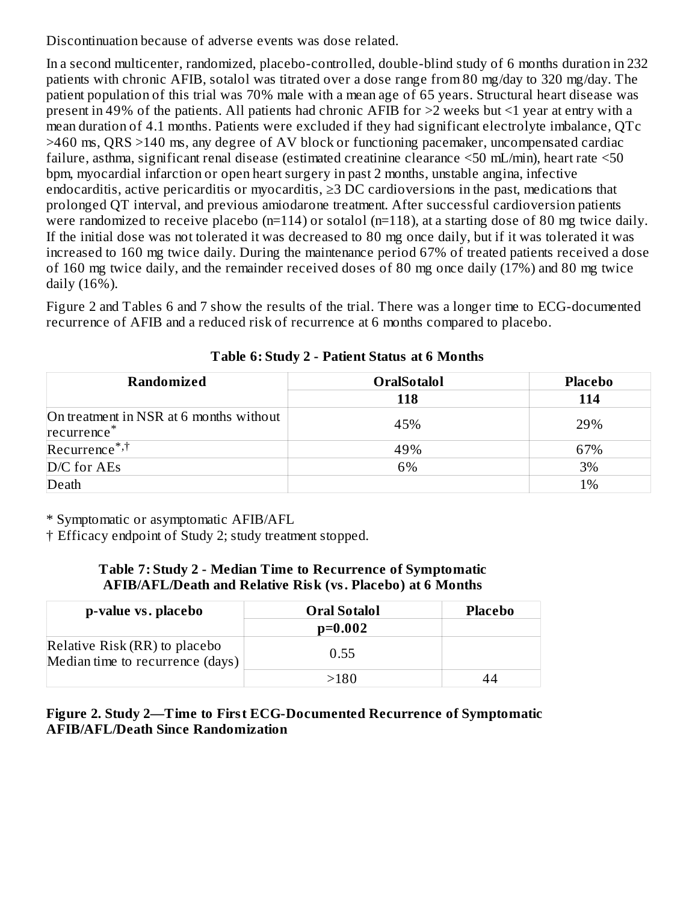Discontinuation because of adverse events was dose related.

In a second multicenter, randomized, placebo-controlled, double-blind study of 6 months duration in 232 patients with chronic AFIB, sotalol was titrated over a dose range from 80 mg/day to 320 mg/day. The patient population of this trial was 70% male with a mean age of 65 years. Structural heart disease was present in 49% of the patients. All patients had chronic AFIB for >2 weeks but <1 year at entry with a mean duration of 4.1 months. Patients were excluded if they had significant electrolyte imbalance, QTc >460 ms, QRS >140 ms, any degree of AV block or functioning pacemaker, uncompensated cardiac failure, asthma, significant renal disease (estimated creatinine clearance <50 mL/min), heart rate <50 bpm, myocardial infarction or open heart surgery in past 2 months, unstable angina, infective endocarditis, active pericarditis or myocarditis, ≥3 DC cardioversions in the past, medications that prolonged QT interval, and previous amiodarone treatment. After successful cardioversion patients were randomized to receive placebo (n=114) or sotalol (n=118), at a starting dose of 80 mg twice daily. If the initial dose was not tolerated it was decreased to 80 mg once daily, but if it was tolerated it was increased to 160 mg twice daily. During the maintenance period 67% of treated patients received a dose of 160 mg twice daily, and the remainder received doses of 80 mg once daily (17%) and 80 mg twice daily (16%).

Figure 2 and Tables 6 and 7 show the results of the trial. There was a longer time to ECG-documented recurrence of AFIB and a reduced risk of recurrence at 6 months compared to placebo.

**Table 6: Study 2 - Patient Status at 6 Months**

| Randomized | OralSotalol | Placebo |
|---|---|---|
| | **118** | **114** |
| On treatment in NSR at 6 months without recurrence* | 45% | 29% |
| Recurrence*,† | 49% | 67% |
| D/C for AEs | 6% | 3% |
| Death | | 1% |

\* Symptomatic or asymptomatic AFIB/AFL

† Efficacy endpoint of Study 2; study treatment stopped.

**Table 7: Study 2 - Median Time to Recurrence of Symptomatic AFIB/AFL/Death and Relative Risk (vs. Placebo) at 6 Months**

| p-value vs. placebo | Oral Sotalol | Placebo |
|---|---|---|
| | **p=0.002** | |
| Relative Risk (RR) to placebo | 0.55 | |
| Median time to recurrence (days) | >180 | 44 |

**Figure 2. Study 2—Time to First ECG-Documented Recurrence of Symptomatic AFIB/AFL/Death Since Randomization**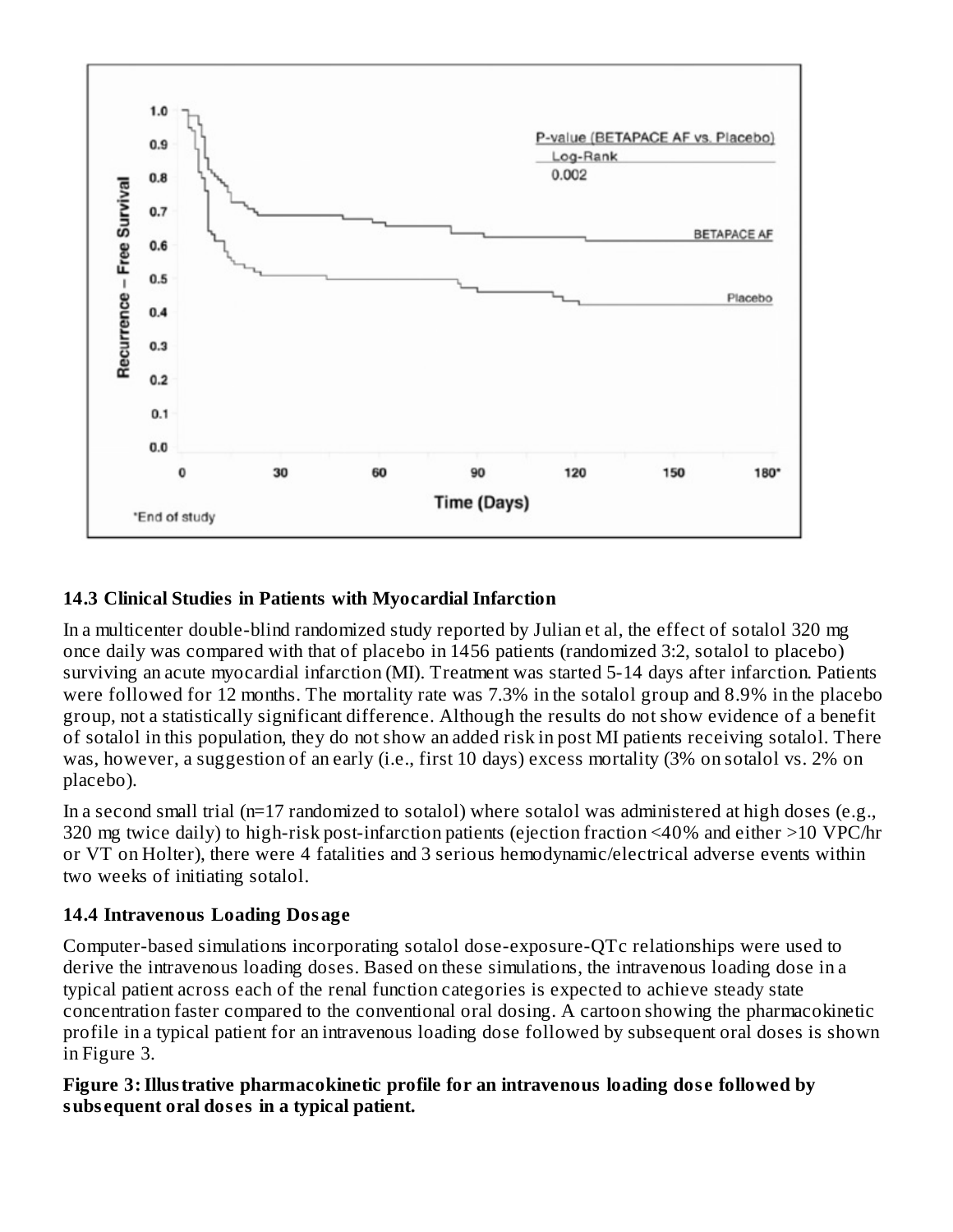## 14.3 Clinical Studies in Patients with Myocardial Infarction

In a multicenter double-blind randomized study reported by Julian et al, the effect of sotalol 320 mg once daily was compared with that of placebo in 1456 patients (randomized 3:2, sotalol to placebo) surviving an acute myocardial infarction (MI). Treatment was started 5-14 days after infarction. Patients were followed for 12 months. The mortality rate was 7.3% in the sotalol group and 8.9% in the placebo group, not a statistically significant difference. Although the results do not show evidence of a benefit of sotalol in this population, they do not show an added risk in post MI patients receiving sotalol. There was, however, a suggestion of an early (i.e., first 10 days) excess mortality (3% on sotalol vs. 2% on placebo).

In a second small trial (n=17 randomized to sotalol) where sotalol was administered at high doses (e.g., 320 mg twice daily) to high-risk post-infarction patients (ejection fraction <40% and either >10 VPC/hr or VT on Holter), there were 4 fatalities and 3 serious hemodynamic/electrical adverse events within two weeks of initiating sotalol.

## 14.4 Intravenous Loading Dosage

Computer-based simulations incorporating sotalol dose-exposure-QTc relationships were used to derive the intravenous loading doses. Based on these simulations, the intravenous loading dose in a typical patient across each of the renal function categories is expected to achieve steady state concentration faster compared to the conventional oral dosing. A cartoon showing the pharmacokinetic profile in a typical patient for an intravenous loading dose followed by subsequent oral doses is shown in Figure 3.

**Figure 3: Illustrative pharmacokinetic profile for an intravenous loading dose followed by subsequent oral doses in a typical patient.**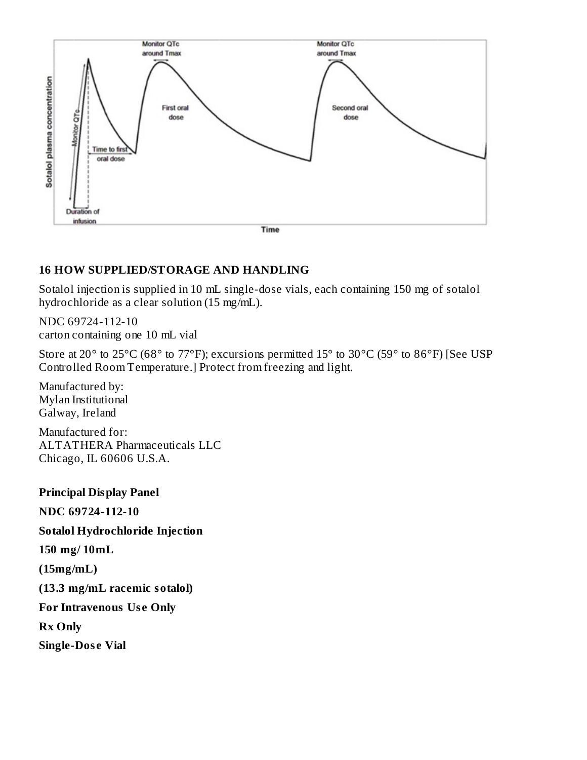Monitor QTc around Tmax

Monitor QTc around Tmax

Sotalol plasma concentration

Monitor QTc

First oral dose

Second oral dose

Time to first oral dose

Duration of infusion

Time

## 16 HOW SUPPLIED/STORAGE AND HANDLING

Sotalol injection is supplied in 10 mL single-dose vials, each containing 150 mg of sotalol hydrochloride as a clear solution (15 mg/mL).

NDC 69724-112-10
carton containing one 10 mL vial

Store at 20° to 25°C (68° to 77°F); excursions permitted 15° to 30°C (59° to 86°F) [See USP Controlled Room Temperature.] Protect from freezing and light.

Manufactured by:
Mylan Institutional
Galway, Ireland

Manufactured for:
ALTATHERA Pharmaceuticals LLC
Chicago, IL 60606 U.S.A.

**Principal Display Panel**

**NDC 69724-112-10**

**Sotalol Hydrochloride Injection**

**150 mg/ 10mL**

**(15mg/mL)**

**(13.3 mg/mL racemic sotalol)**

**For Intravenous Use Only**

**Rx Only**

**Single-Dose Vial**